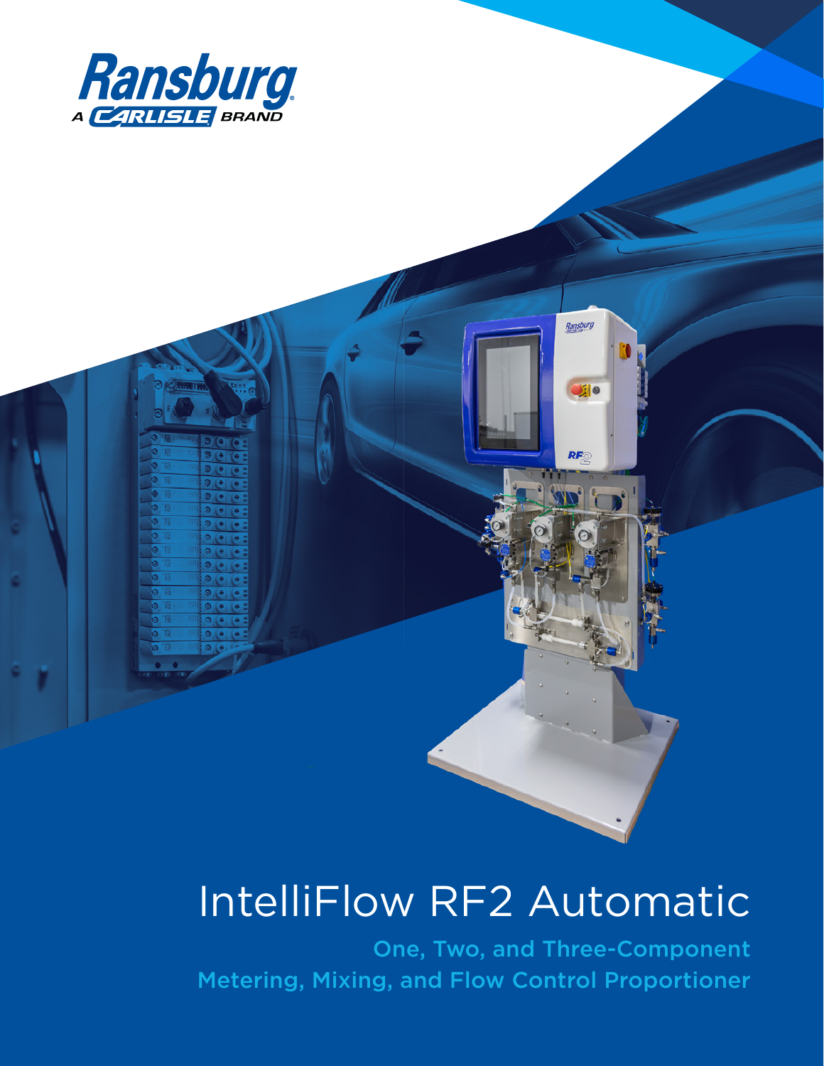Ransburg

A CARLISLE BRAND

# IntelliFlow RF2 Automatic

## One, Two, and Three-Component Metering, Mixing, and Flow Control Proportioner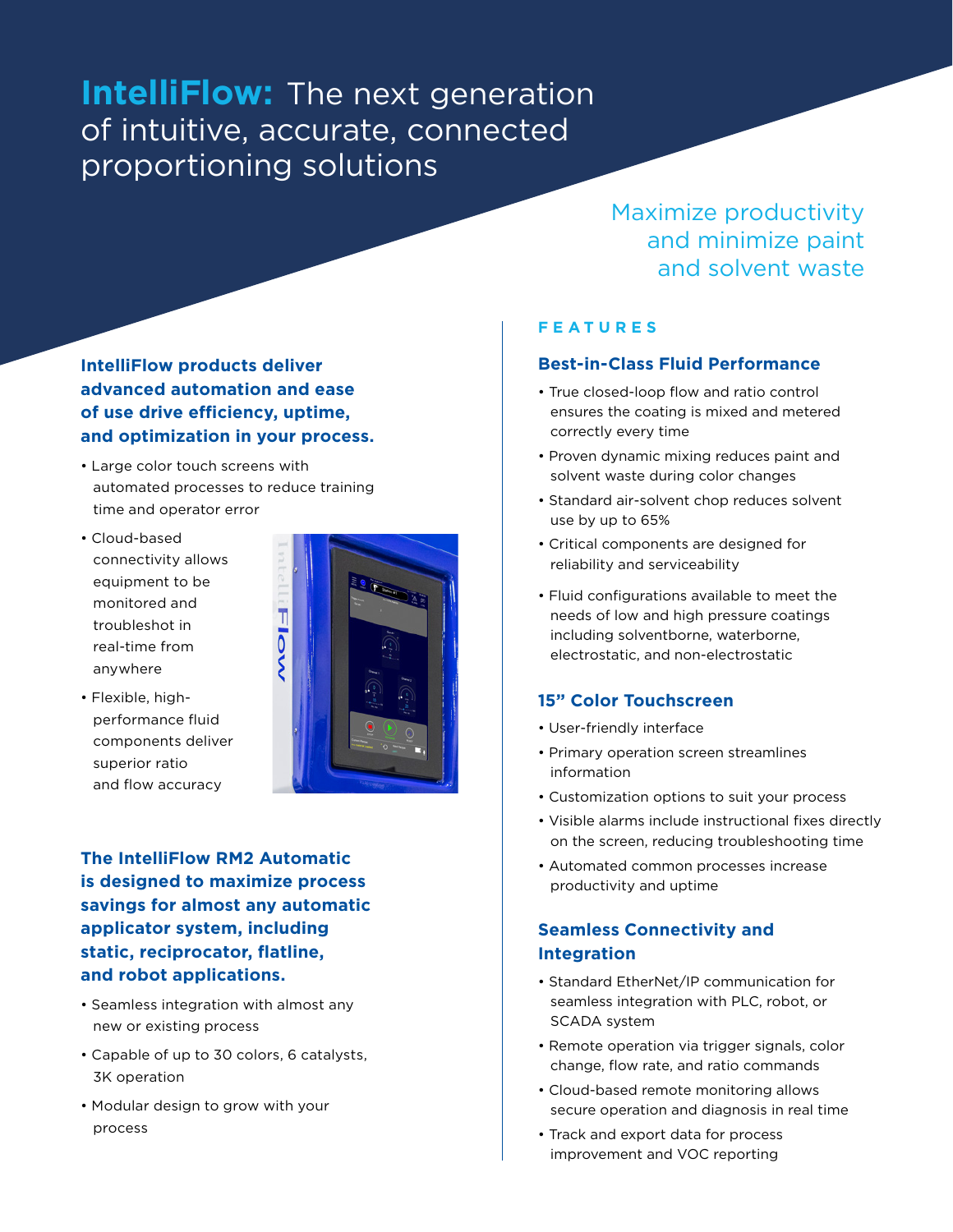# **IntelliFlow:** The next generation of intuitive, accurate, connected proportioning solutions

Maximize productivity and minimize paint and solvent waste

### IntelliFlow products deliver advanced automation and ease of use drive efficiency, uptime, and optimization in your process.

- Large color touch screens with automated processes to reduce training time and operator error
- Cloud-based connectivity allows equipment to be monitored and troubleshot in real-time from anywhere
- Flexible, high-performance fluid components deliver superior ratio and flow accuracy

### The IntelliFlow RM2 Automatic is designed to maximize process savings for almost any automatic applicator system, including static, reciprocator, flatline, and robot applications.

- Seamless integration with almost any new or existing process
- Capable of up to 30 colors, 6 catalysts, 3K operation
- Modular design to grow with your process

## FEATURES

### Best-in-Class Fluid Performance

- True closed-loop flow and ratio control ensures the coating is mixed and metered correctly every time
- Proven dynamic mixing reduces paint and solvent waste during color changes
- Standard air-solvent chop reduces solvent use by up to 65%
- Critical components are designed for reliability and serviceability
- Fluid configurations available to meet the needs of low and high pressure coatings including solventborne, waterborne, electrostatic, and non-electrostatic

### 15” Color Touchscreen

- User-friendly interface
- Primary operation screen streamlines information
- Customization options to suit your process
- Visible alarms include instructional fixes directly on the screen, reducing troubleshooting time
- Automated common processes increase productivity and uptime

### Seamless Connectivity and Integration

- Standard EtherNet/IP communication for seamless integration with PLC, robot, or SCADA system
- Remote operation via trigger signals, color change, flow rate, and ratio commands
- Cloud-based remote monitoring allows secure operation and diagnosis in real time
- Track and export data for process improvement and VOC reporting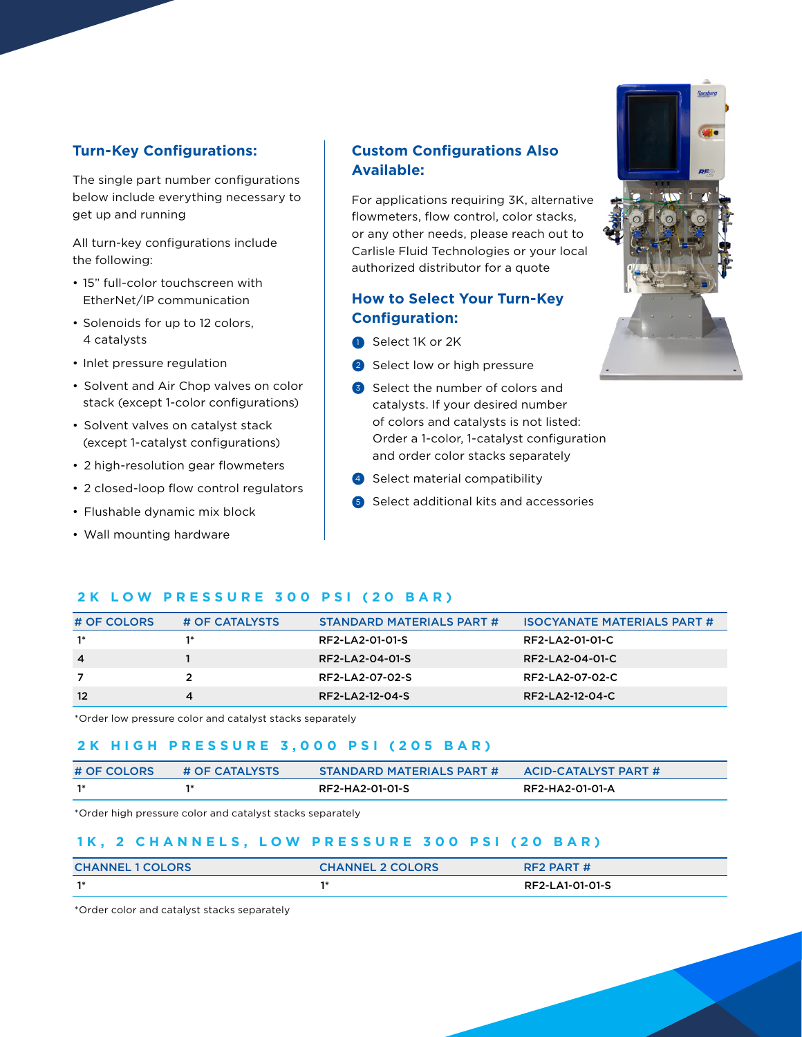## Turn-Key Configurations:

The single part number configurations below include everything necessary to get up and running

All turn-key configurations include the following:

- 15" full-color touchscreen with EtherNet/IP communication
- Solenoids for up to 12 colors, 4 catalysts
- Inlet pressure regulation
- Solvent and Air Chop valves on color stack (except 1-color configurations)
- Solvent valves on catalyst stack (except 1-catalyst configurations)
- 2 high-resolution gear flowmeters
- 2 closed-loop flow control regulators
- Flushable dynamic mix block
- Wall mounting hardware

## Custom Configurations Also Available:

For applications requiring 3K, alternative flowmeters, flow control, color stacks, or any other needs, please reach out to Carlisle Fluid Technologies or your local authorized distributor for a quote

## How to Select Your Turn-Key Configuration:

1. Select 1K or 2K
2. Select low or high pressure
3. Select the number of colors and catalysts. If your desired number of colors and catalysts is not listed: Order a 1-color, 1-catalyst configuration and order color stacks separately
4. Select material compatibility
5. Select additional kits and accessories

### 2K LOW PRESSURE 300 PSI (20 BAR)

| # OF COLORS | # OF CATALYSTS | STANDARD MATERIALS PART # | ISOCYANATE MATERIALS PART # |
|---|---|---|---|
| 1* | 1* | RF2-LA2-01-01-S | RF2-LA2-01-01-C |
| 4 | 1 | RF2-LA2-04-01-S | RF2-LA2-04-01-C |
| 7 | 2 | RF2-LA2-07-02-S | RF2-LA2-07-02-C |
| 12 | 4 | RF2-LA2-12-04-S | RF2-LA2-12-04-C |

*Order low pressure color and catalyst stacks separately

### 2K HIGH PRESSURE 3,000 PSI (205 BAR)

| # OF COLORS | # OF CATALYSTS | STANDARD MATERIALS PART # | ACID-CATALYST PART # |
|---|---|---|---|
| 1* | 1* | RF2-HA2-01-01-S | RF2-HA2-01-01-A |

*Order high pressure color and catalyst stacks separately

### 1K, 2 CHANNELS, LOW PRESSURE 300 PSI (20 BAR)

| CHANNEL 1 COLORS | CHANNEL 2 COLORS | RF2 PART # |
|---|---|---|
| 1* | 1* | RF2-LA1-01-01-S |

*Order color and catalyst stacks separately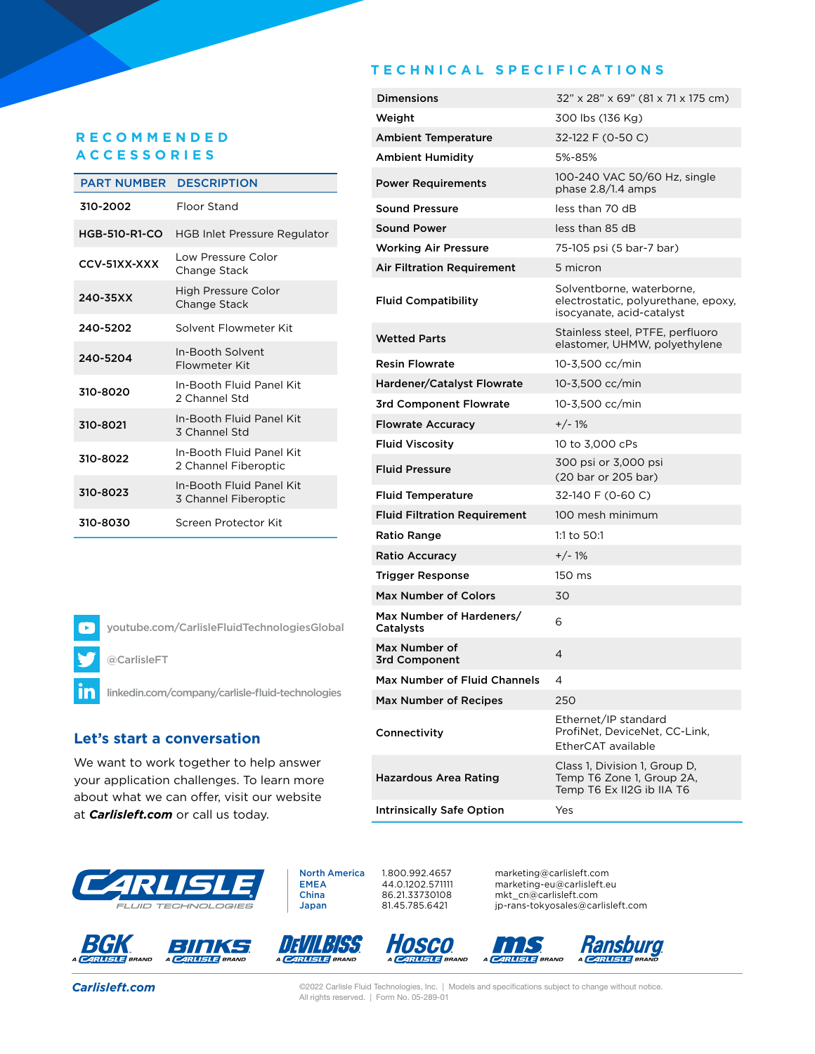## RECOMMENDED ACCESSORIES

| PART NUMBER | DESCRIPTION |
|---|---|
| 310-2002 | Floor Stand |
| HGB-510-R1-CO | HGB Inlet Pressure Regulator |
| CCV-51XX-XXX | Low Pressure Color Change Stack |
| 240-35XX | High Pressure Color Change Stack |
| 240-5202 | Solvent Flowmeter Kit |
| 240-5204 | In-Booth Solvent Flowmeter Kit |
| 310-8020 | In-Booth Fluid Panel Kit 2 Channel Std |
| 310-8021 | In-Booth Fluid Panel Kit 3 Channel Std |
| 310-8022 | In-Booth Fluid Panel Kit 2 Channel Fiberoptic |
| 310-8023 | In-Booth Fluid Panel Kit 3 Channel Fiberoptic |
| 310-8030 | Screen Protector Kit |

## TECHNICAL SPECIFICATIONS

| | |
|---|---|
| Dimensions | 32" x 28" x 69" (81 x 71 x 175 cm) |
| Weight | 300 lbs (136 Kg) |
| Ambient Temperature | 32-122 F (0-50 C) |
| Ambient Humidity | 5%-85% |
| Power Requirements | 100-240 VAC 50/60 Hz, single phase 2.8/1.4 amps |
| Sound Pressure | less than 70 dB |
| Sound Power | less than 85 dB |
| Working Air Pressure | 75-105 psi (5 bar-7 bar) |
| Air Filtration Requirement | 5 micron |
| Fluid Compatibility | Solventborne, waterborne, electrostatic, polyurethane, epoxy, isocyanate, acid-catalyst |
| Wetted Parts | Stainless steel, PTFE, perfluoro elastomer, UHMW, polyethylene |
| Resin Flowrate | 10-3,500 cc/min |
| Hardener/Catalyst Flowrate | 10-3,500 cc/min |
| 3rd Component Flowrate | 10-3,500 cc/min |
| Flowrate Accuracy | +/- 1% |
| Fluid Viscosity | 10 to 3,000 cPs |
| Fluid Pressure | 300 psi or 3,000 psi (20 bar or 205 bar) |
| Fluid Temperature | 32-140 F (0-60 C) |
| Fluid Filtration Requirement | 100 mesh minimum |
| Ratio Range | 1:1 to 50:1 |
| Ratio Accuracy | +/- 1% |
| Trigger Response | 150 ms |
| Max Number of Colors | 30 |
| Max Number of Hardeners/ Catalysts | 6 |
| Max Number of 3rd Component | 4 |
| Max Number of Fluid Channels | 4 |
| Max Number of Recipes | 250 |
| Connectivity | Ethernet/IP standard ProfiNet, DeviceNet, CC-Link, EtherCAT available |
| Hazardous Area Rating | Class 1, Division 1, Group D, Temp T6 Zone 1, Group 2A, Temp T6 Ex II2G ib IIA T6 |
| Intrinsically Safe Option | Yes |

youtube.com/CarlisleFluidTechnologiesGlobal

@CarlisleFT

linkedin.com/company/carlisle-fluid-technologies

### Let's start a conversation

We want to work together to help answer your application challenges. To learn more about what we can offer, visit our website at ***Carlisleft.com*** or call us today.

CARLISLE FLUID TECHNOLOGIES

| | | |
|---|---|---|
| North America | 1.800.992.4657 | marketing@carlisleft.com |
| EMEA | 44.0.1202.571111 | marketing-eu@carlisleft.eu |
| China | 86.21.33730108 | mkt_cn@carlisleft.com |
| Japan | 81.45.785.6421 | jp-rans-tokyosales@carlisleft.com |

BGK A CARLISLE BRAND | BINKS A CARLISLE BRAND | DEVILBISS A CARLISLE BRAND | Hosco A CARLISLE BRAND | ms A CARLISLE BRAND | Ransburg A CARLISLE BRAND

**Carlisleft.com**

©2022 Carlisle Fluid Technologies, Inc. | Models and specifications subject to change without notice.
All rights reserved. | Form No. 05-289-01